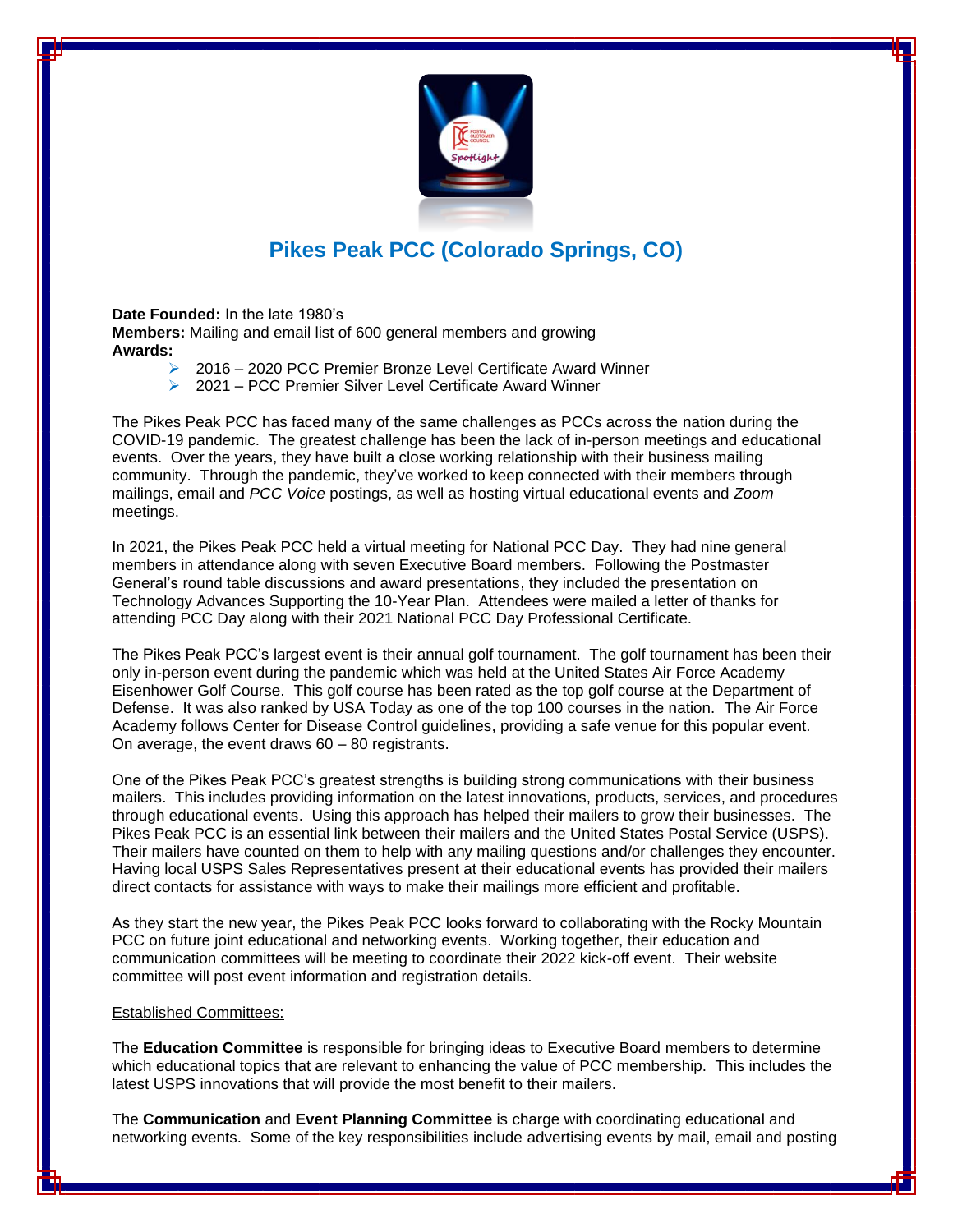# Pikes Peak PCC (Colorado Springs, CO)

**Date Founded:** In the late 1980's
**Members:** Mailing and email list of 600 general members and growing
**Awards:**

- 2016 – 2020 PCC Premier Bronze Level Certificate Award Winner
- 2021 – PCC Premier Silver Level Certificate Award Winner

The Pikes Peak PCC has faced many of the same challenges as PCCs across the nation during the COVID-19 pandemic. The greatest challenge has been the lack of in-person meetings and educational events. Over the years, they have built a close working relationship with their business mailing community. Through the pandemic, they've worked to keep connected with their members through mailings, email and *PCC Voice* postings, as well as hosting virtual educational events and *Zoom* meetings.

In 2021, the Pikes Peak PCC held a virtual meeting for National PCC Day. They had nine general members in attendance along with seven Executive Board members. Following the Postmaster General's round table discussions and award presentations, they included the presentation on Technology Advances Supporting the 10-Year Plan. Attendees were mailed a letter of thanks for attending PCC Day along with their 2021 National PCC Day Professional Certificate.

The Pikes Peak PCC's largest event is their annual golf tournament. The golf tournament has been their only in-person event during the pandemic which was held at the United States Air Force Academy Eisenhower Golf Course. This golf course has been rated as the top golf course at the Department of Defense. It was also ranked by USA Today as one of the top 100 courses in the nation. The Air Force Academy follows Center for Disease Control guidelines, providing a safe venue for this popular event. On average, the event draws 60 – 80 registrants.

One of the Pikes Peak PCC's greatest strengths is building strong communications with their business mailers. This includes providing information on the latest innovations, products, services, and procedures through educational events. Using this approach has helped their mailers to grow their businesses. The Pikes Peak PCC is an essential link between their mailers and the United States Postal Service (USPS). Their mailers have counted on them to help with any mailing questions and/or challenges they encounter. Having local USPS Sales Representatives present at their educational events has provided their mailers direct contacts for assistance with ways to make their mailings more efficient and profitable.

As they start the new year, the Pikes Peak PCC looks forward to collaborating with the Rocky Mountain PCC on future joint educational and networking events. Working together, their education and communication committees will be meeting to coordinate their 2022 kick-off event. Their website committee will post event information and registration details.

<u>Established Committees:</u>

The **Education Committee** is responsible for bringing ideas to Executive Board members to determine which educational topics that are relevant to enhancing the value of PCC membership. This includes the latest USPS innovations that will provide the most benefit to their mailers.

The **Communication** and **Event Planning Committee** is charge with coordinating educational and networking events. Some of the key responsibilities include advertising events by mail, email and posting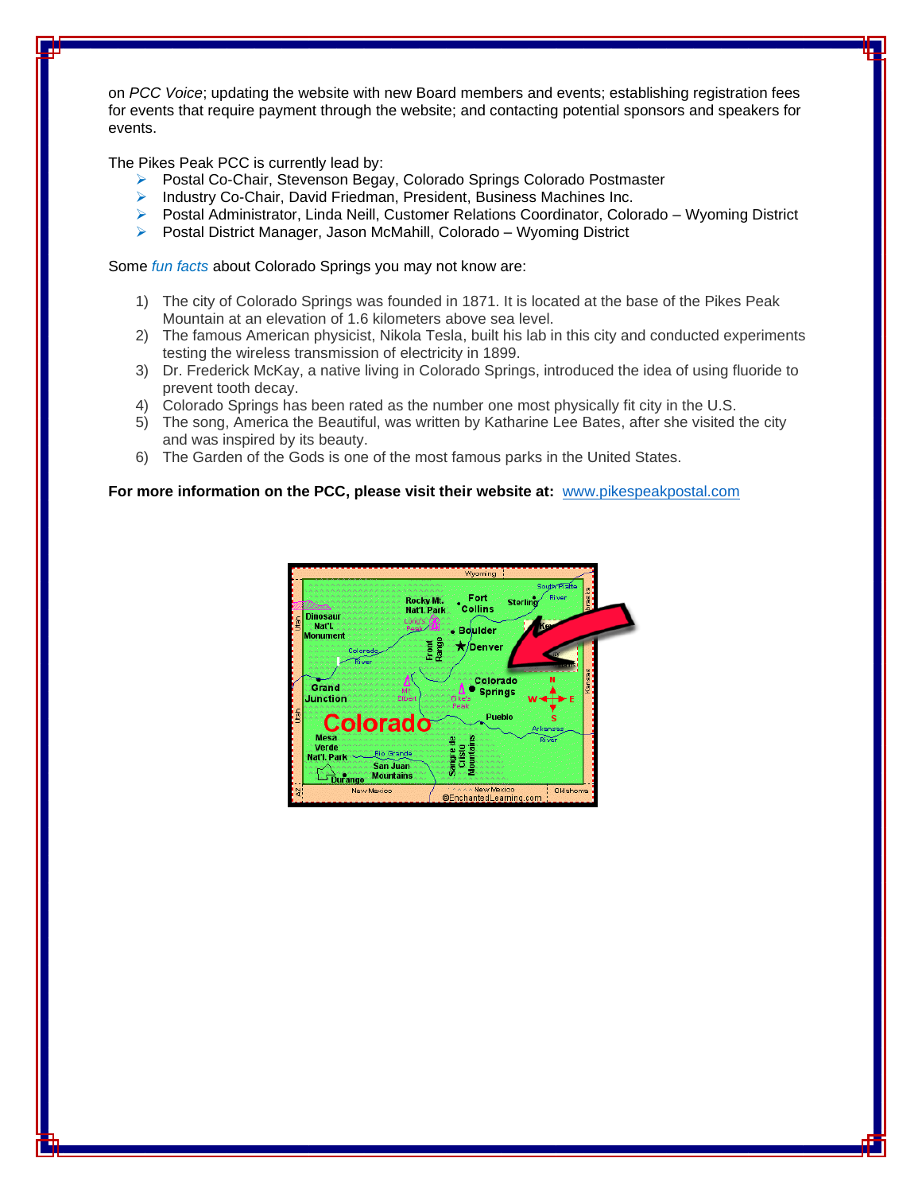on *PCC Voice*; updating the website with new Board members and events; establishing registration fees for events that require payment through the website; and contacting potential sponsors and speakers for events.

The Pikes Peak PCC is currently lead by:

- Postal Co-Chair, Stevenson Begay, Colorado Springs Colorado Postmaster
- Industry Co-Chair, David Friedman, President, Business Machines Inc.
- Postal Administrator, Linda Neill, Customer Relations Coordinator, Colorado – Wyoming District
- Postal District Manager, Jason McMahill, Colorado – Wyoming District

Some *fun facts* about Colorado Springs you may not know are:

1) The city of Colorado Springs was founded in 1871. It is located at the base of the Pikes Peak Mountain at an elevation of 1.6 kilometers above sea level.
2) The famous American physicist, Nikola Tesla, built his lab in this city and conducted experiments testing the wireless transmission of electricity in 1899.
3) Dr. Frederick McKay, a native living in Colorado Springs, introduced the idea of using fluoride to prevent tooth decay.
4) Colorado Springs has been rated as the number one most physically fit city in the U.S.
5) The song, America the Beautiful, was written by Katharine Lee Bates, after she visited the city and was inspired by its beauty.
6) The Garden of the Gods is one of the most famous parks in the United States.

**For more information on the PCC, please visit their website at:** www.pikespeakpostal.com